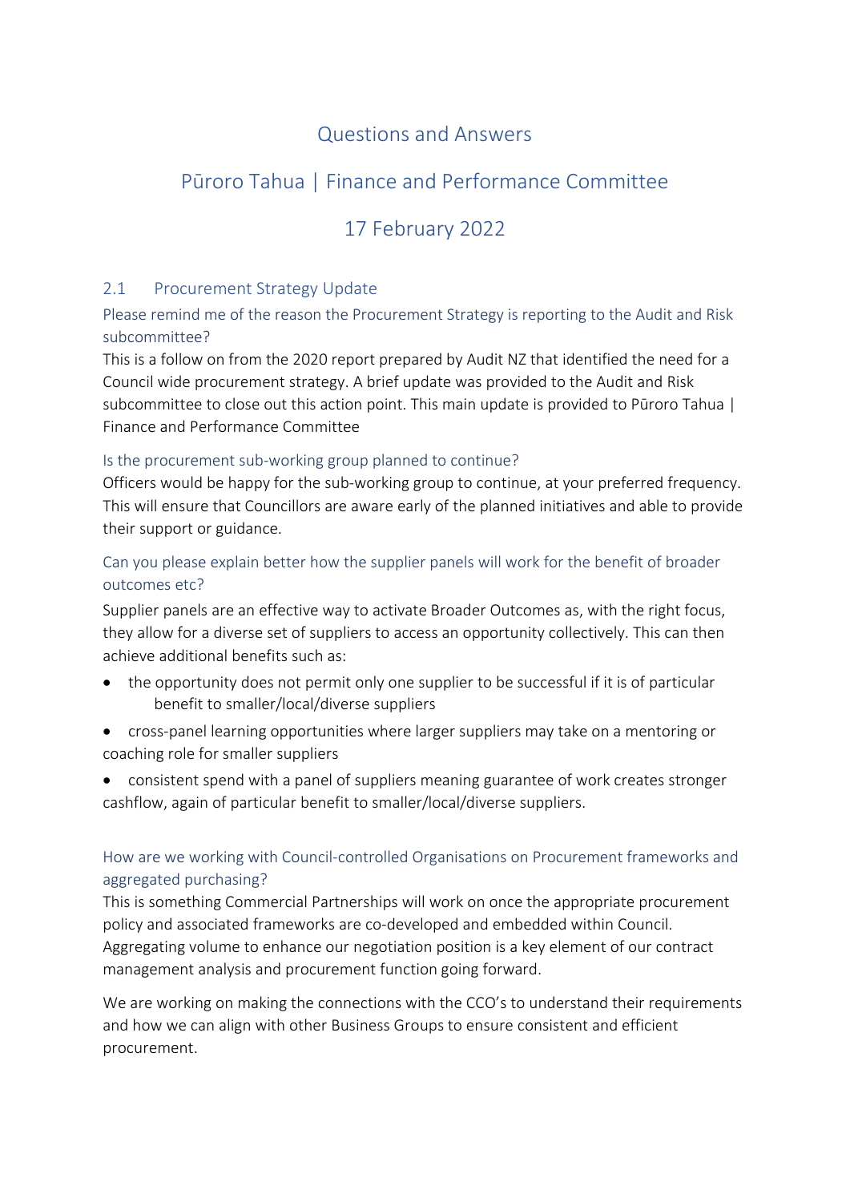# Questions and Answers

# Pūroro Tahua | Finance and Performance Committee

# 17 February 2022

## 2.1 Procurement Strategy Update

### Please remind me of the reason the Procurement Strategy is reporting to the Audit and Risk subcommittee?

This is a follow on from the 2020 report prepared by Audit NZ that identified the need for a Council wide procurement strategy. A brief update was provided to the Audit and Risk subcommittee to close out this action point. This main update is provided to Pūroro Tahua | Finance and Performance Committee

### Is the procurement sub-working group planned to continue?

Officers would be happy for the sub-working group to continue, at your preferred frequency. This will ensure that Councillors are aware early of the planned initiatives and able to provide their support or guidance.

### Can you please explain better how the supplier panels will work for the benefit of broader outcomes etc?

Supplier panels are an effective way to activate Broader Outcomes as, with the right focus, they allow for a diverse set of suppliers to access an opportunity collectively. This can then achieve additional benefits such as:

- the opportunity does not permit only one supplier to be successful if it is of particular benefit to smaller/local/diverse suppliers
- cross-panel learning opportunities where larger suppliers may take on a mentoring or coaching role for smaller suppliers
- consistent spend with a panel of suppliers meaning guarantee of work creates stronger cashflow, again of particular benefit to smaller/local/diverse suppliers.

### How are we working with Council-controlled Organisations on Procurement frameworks and aggregated purchasing?

This is something Commercial Partnerships will work on once the appropriate procurement policy and associated frameworks are co-developed and embedded within Council. Aggregating volume to enhance our negotiation position is a key element of our contract management analysis and procurement function going forward.

We are working on making the connections with the CCO's to understand their requirements and how we can align with other Business Groups to ensure consistent and efficient procurement.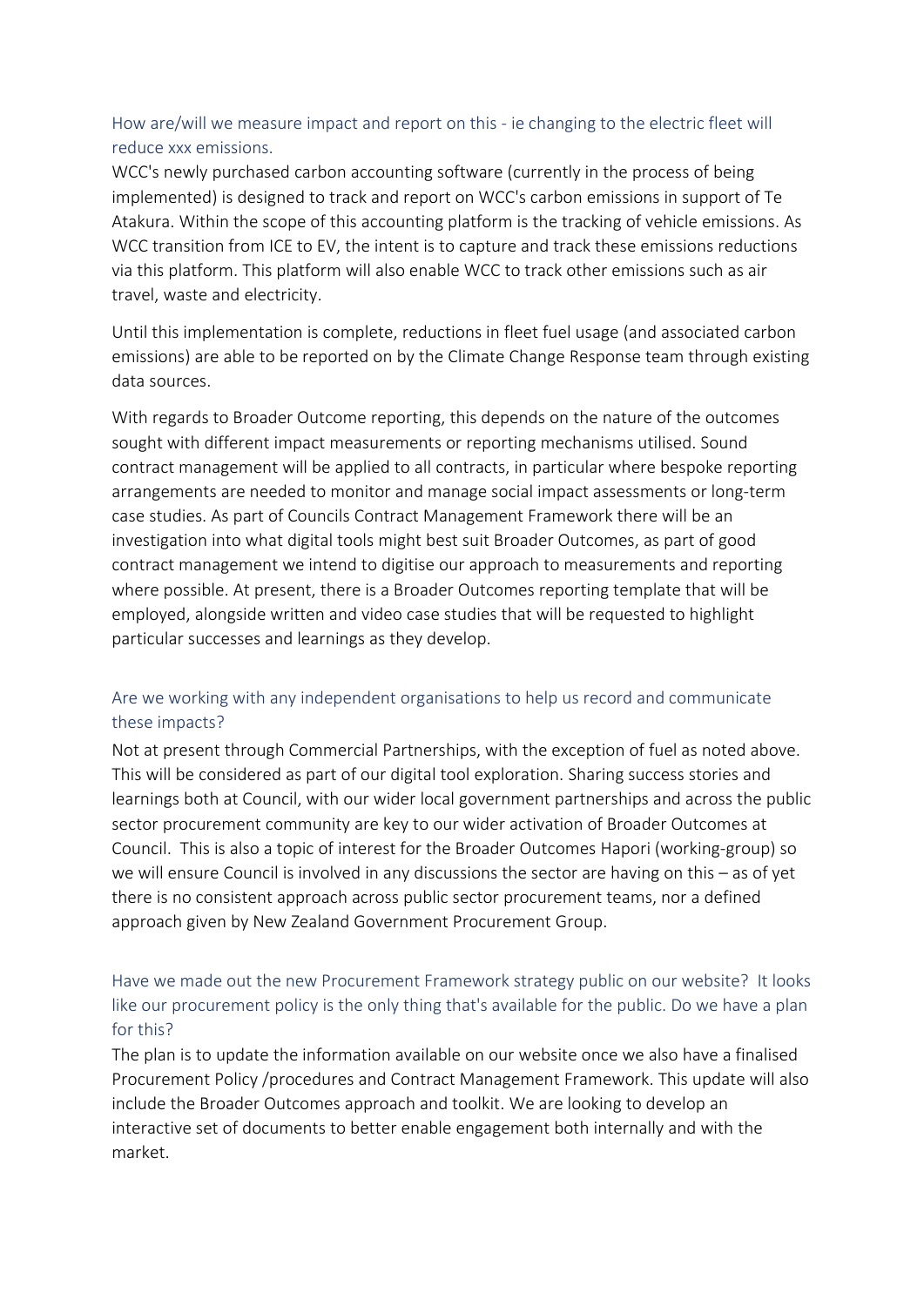### How are/will we measure impact and report on this - ie changing to the electric fleet will reduce xxx emissions.

WCC's newly purchased carbon accounting software (currently in the process of being implemented) is designed to track and report on WCC's carbon emissions in support of Te Atakura. Within the scope of this accounting platform is the tracking of vehicle emissions. As WCC transition from ICE to EV, the intent is to capture and track these emissions reductions via this platform. This platform will also enable WCC to track other emissions such as air travel, waste and electricity.

Until this implementation is complete, reductions in fleet fuel usage (and associated carbon emissions) are able to be reported on by the Climate Change Response team through existing data sources.

With regards to Broader Outcome reporting, this depends on the nature of the outcomes sought with different impact measurements or reporting mechanisms utilised. Sound contract management will be applied to all contracts, in particular where bespoke reporting arrangements are needed to monitor and manage social impact assessments or long-term case studies. As part of Councils Contract Management Framework there will be an investigation into what digital tools might best suit Broader Outcomes, as part of good contract management we intend to digitise our approach to measurements and reporting where possible. At present, there is a Broader Outcomes reporting template that will be employed, alongside written and video case studies that will be requested to highlight particular successes and learnings as they develop.

### Are we working with any independent organisations to help us record and communicate these impacts?

Not at present through Commercial Partnerships, with the exception of fuel as noted above. This will be considered as part of our digital tool exploration. Sharing success stories and learnings both at Council, with our wider local government partnerships and across the public sector procurement community are key to our wider activation of Broader Outcomes at Council. This is also a topic of interest for the Broader Outcomes Hapori (working-group) so we will ensure Council is involved in any discussions the sector are having on this – as of yet there is no consistent approach across public sector procurement teams, nor a defined approach given by New Zealand Government Procurement Group.

### Have we made out the new Procurement Framework strategy public on our website? It looks like our procurement policy is the only thing that's available for the public. Do we have a plan for this?

The plan is to update the information available on our website once we also have a finalised Procurement Policy /procedures and Contract Management Framework. This update will also include the Broader Outcomes approach and toolkit. We are looking to develop an interactive set of documents to better enable engagement both internally and with the market.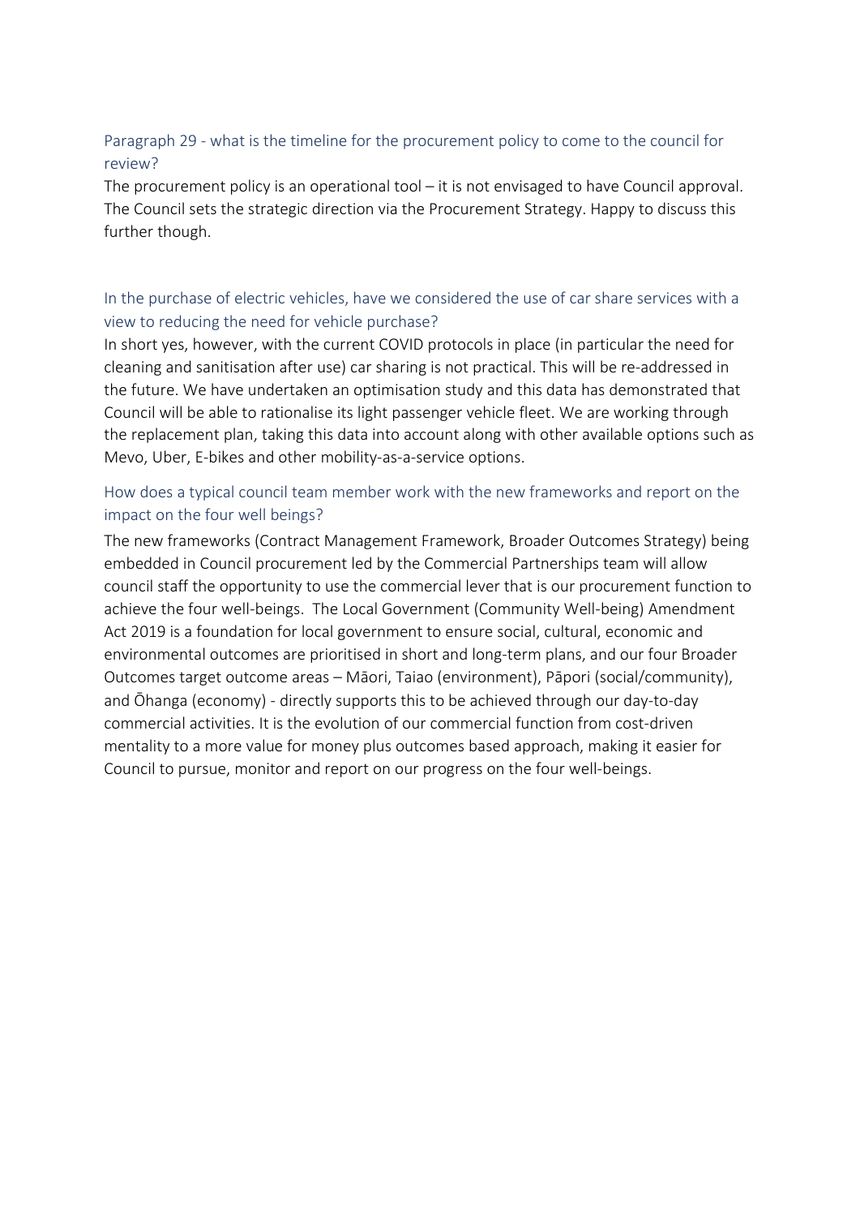### Paragraph 29 - what is the timeline for the procurement policy to come to the council for review?

The procurement policy is an operational tool – it is not envisaged to have Council approval. The Council sets the strategic direction via the Procurement Strategy. Happy to discuss this further though.

### In the purchase of electric vehicles, have we considered the use of car share services with a view to reducing the need for vehicle purchase?

In short yes, however, with the current COVID protocols in place (in particular the need for cleaning and sanitisation after use) car sharing is not practical. This will be re-addressed in the future. We have undertaken an optimisation study and this data has demonstrated that Council will be able to rationalise its light passenger vehicle fleet. We are working through the replacement plan, taking this data into account along with other available options such as Mevo, Uber, E-bikes and other mobility-as-a-service options.

### How does a typical council team member work with the new frameworks and report on the impact on the four well beings?

The new frameworks (Contract Management Framework, Broader Outcomes Strategy) being embedded in Council procurement led by the Commercial Partnerships team will allow council staff the opportunity to use the commercial lever that is our procurement function to achieve the four well-beings. The Local Government (Community Well-being) Amendment Act 2019 is a foundation for local government to ensure social, cultural, economic and environmental outcomes are prioritised in short and long-term plans, and our four Broader Outcomes target outcome areas – Māori, Taiao (environment), Pāpori (social/community), and Ōhanga (economy) - directly supports this to be achieved through our day-to-day commercial activities. It is the evolution of our commercial function from cost-driven mentality to a more value for money plus outcomes based approach, making it easier for Council to pursue, monitor and report on our progress on the four well-beings.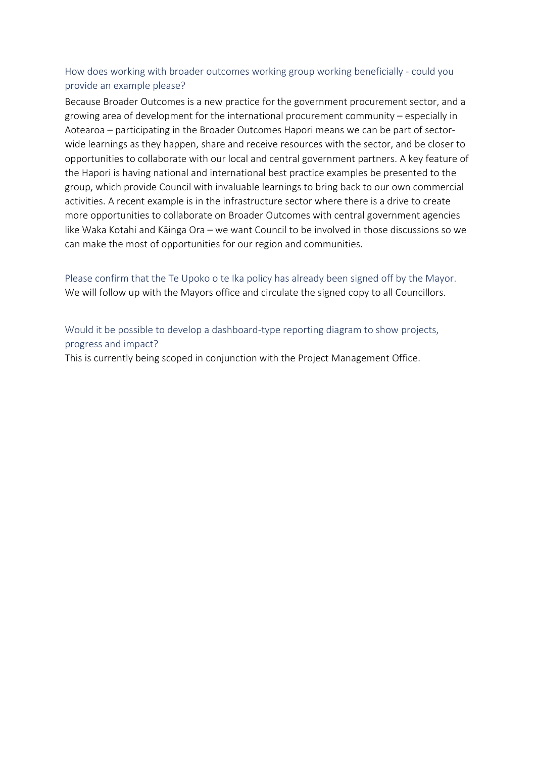### How does working with broader outcomes working group working beneficially - could you provide an example please?

Because Broader Outcomes is a new practice for the government procurement sector, and a growing area of development for the international procurement community – especially in Aotearoa – participating in the Broader Outcomes Hapori means we can be part of sector-wide learnings as they happen, share and receive resources with the sector, and be closer to opportunities to collaborate with our local and central government partners. A key feature of the Hapori is having national and international best practice examples be presented to the group, which provide Council with invaluable learnings to bring back to our own commercial activities. A recent example is in the infrastructure sector where there is a drive to create more opportunities to collaborate on Broader Outcomes with central government agencies like Waka Kotahi and Kāinga Ora – we want Council to be involved in those discussions so we can make the most of opportunities for our region and communities.

### Please confirm that the Te Upoko o te Ika policy has already been signed off by the Mayor.

We will follow up with the Mayors office and circulate the signed copy to all Councillors.

### Would it be possible to develop a dashboard-type reporting diagram to show projects, progress and impact?

This is currently being scoped in conjunction with the Project Management Office.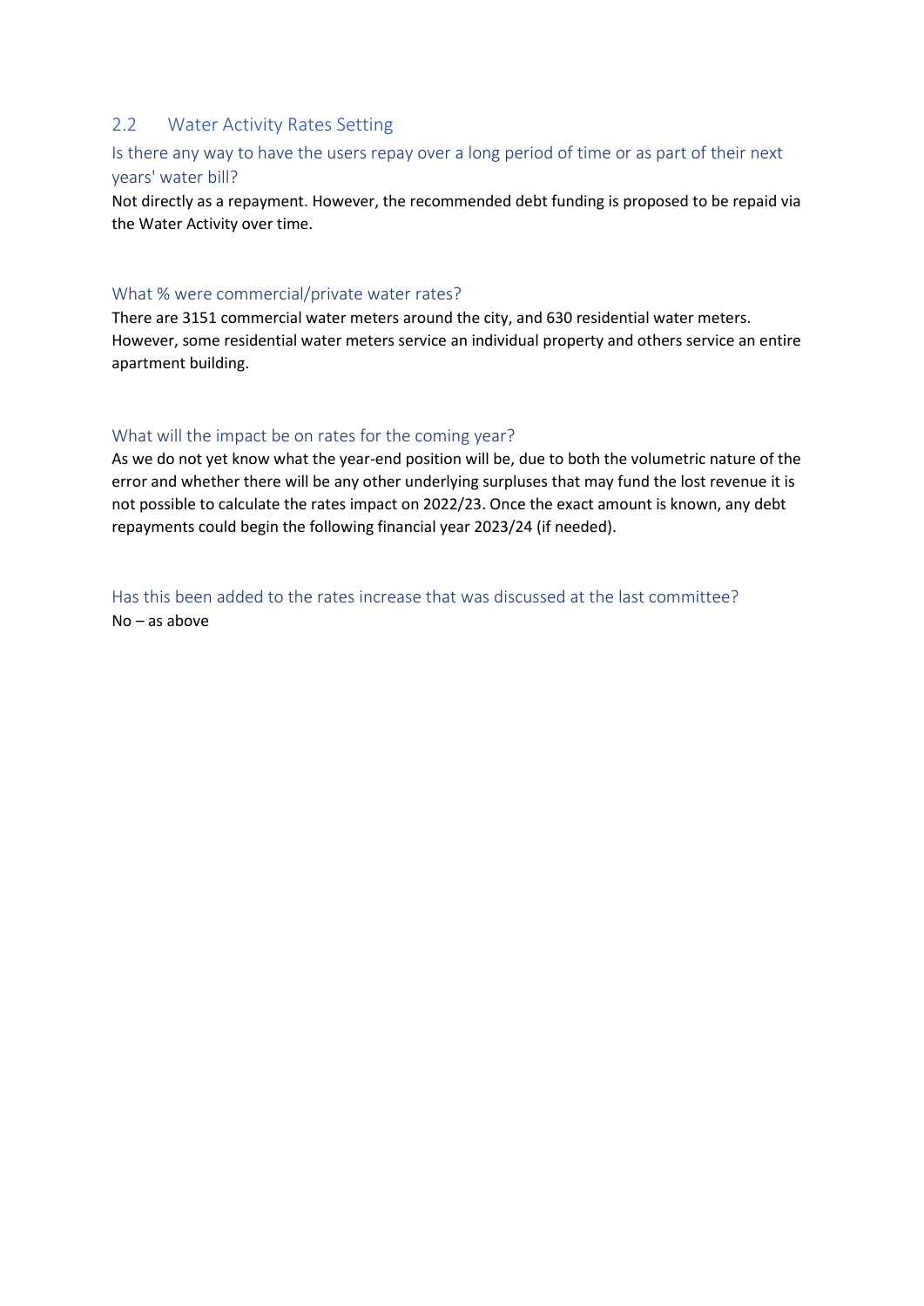## 2.2 Water Activity Rates Setting

### Is there any way to have the users repay over a long period of time or as part of their next years' water bill?

Not directly as a repayment. However, the recommended debt funding is proposed to be repaid via the Water Activity over time.

### What % were commercial/private water rates?

There are 3151 commercial water meters around the city, and 630 residential water meters. However, some residential water meters service an individual property and others service an entire apartment building.

### What will the impact be on rates for the coming year?

As we do not yet know what the year-end position will be, due to both the volumetric nature of the error and whether there will be any other underlying surpluses that may fund the lost revenue it is not possible to calculate the rates impact on 2022/23. Once the exact amount is known, any debt repayments could begin the following financial year 2023/24 (if needed).

### Has this been added to the rates increase that was discussed at the last committee?

No – as above